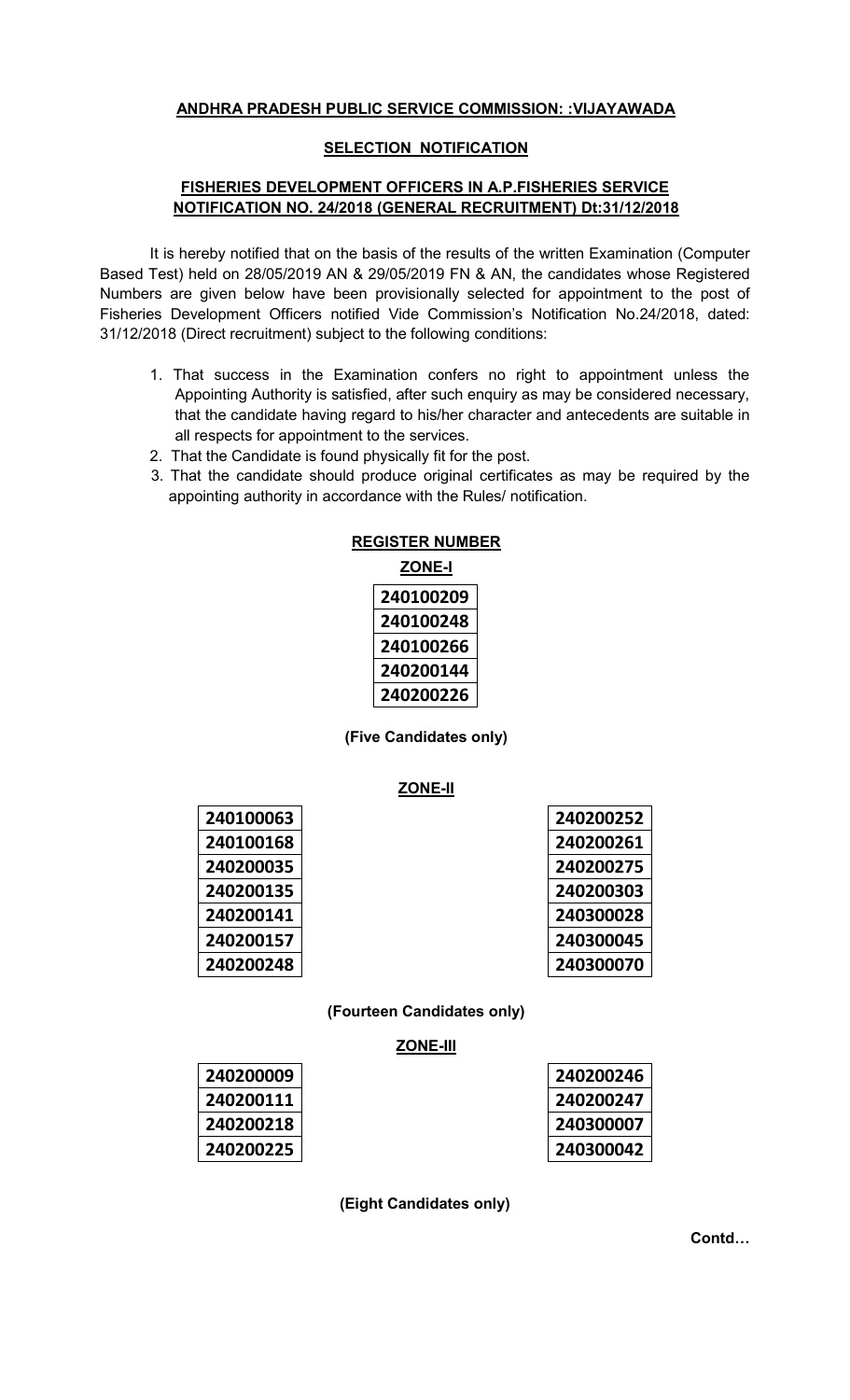**ANDHRA PRADESH PUBLIC SERVICE COMMISSION: :VIJAYAWADA**

**SELECTION NOTIFICATION**

**FISHERIES DEVELOPMENT OFFICERS IN A.P.FISHERIES SERVICE NOTIFICATION NO. 24/2018 (GENERAL RECRUITMENT) Dt:31/12/2018**

It is hereby notified that on the basis of the results of the written Examination (Computer Based Test) held on 28/05/2019 AN & 29/05/2019 FN & AN, the candidates whose Registered Numbers are given below have been provisionally selected for appointment to the post of Fisheries Development Officers notified Vide Commission's Notification No.24/2018, dated: 31/12/2018 (Direct recruitment) subject to the following conditions:

1. That success in the Examination confers no right to appointment unless the Appointing Authority is satisfied, after such enquiry as may be considered necessary, that the candidate having regard to his/her character and antecedents are suitable in all respects for appointment to the services.
2. That the Candidate is found physically fit for the post.
3. That the candidate should produce original certificates as may be required by the appointing authority in accordance with the Rules/ notification.

**REGISTER NUMBER**

**ZONE-I**

| 240100209 |
|---|
| 240100248 |
| 240100266 |
| 240200144 |
| 240200226 |

**(Five Candidates only)**

**ZONE-II**

| 240100063 | 240200252 |
|---|---|
| 240100168 | 240200261 |
| 240200035 | 240200275 |
| 240200135 | 240200303 |
| 240200141 | 240300028 |
| 240200157 | 240300045 |
| 240200248 | 240300070 |

**(Fourteen Candidates only)**

**ZONE-III**

| 240200009 | 240200246 |
|---|---|
| 240200111 | 240200247 |
| 240200218 | 240300007 |
| 240200225 | 240300042 |

**(Eight Candidates only)**

**Contd…**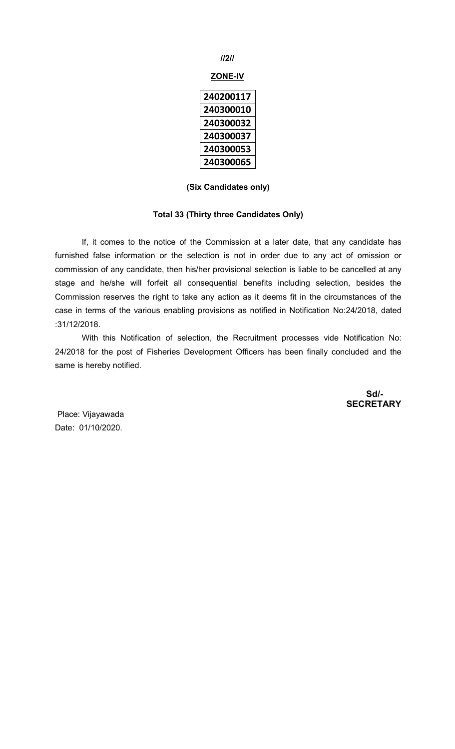## ZONE-IV

| |
|---|
| 240200117 |
| 240300010 |
| 240300032 |
| 240300037 |
| 240300053 |
| 240300065 |

**(Six Candidates only)**

**Total 33 (Thirty three Candidates Only)**

If, it comes to the notice of the Commission at a later date, that any candidate has furnished false information or the selection is not in order due to any act of omission or commission of any candidate, then his/her provisional selection is liable to be cancelled at any stage and he/she will forfeit all consequential benefits including selection, besides the Commission reserves the right to take any action as it deems fit in the circumstances of the case in terms of the various enabling provisions as notified in Notification No:24/2018, dated :31/12/2018.

With this Notification of selection, the Recruitment processes vide Notification No: 24/2018 for the post of Fisheries Development Officers has been finally concluded and the same is hereby notified.

**Sd/-**
**SECRETARY**

Place: Vijayawada
Date: 01/10/2020.